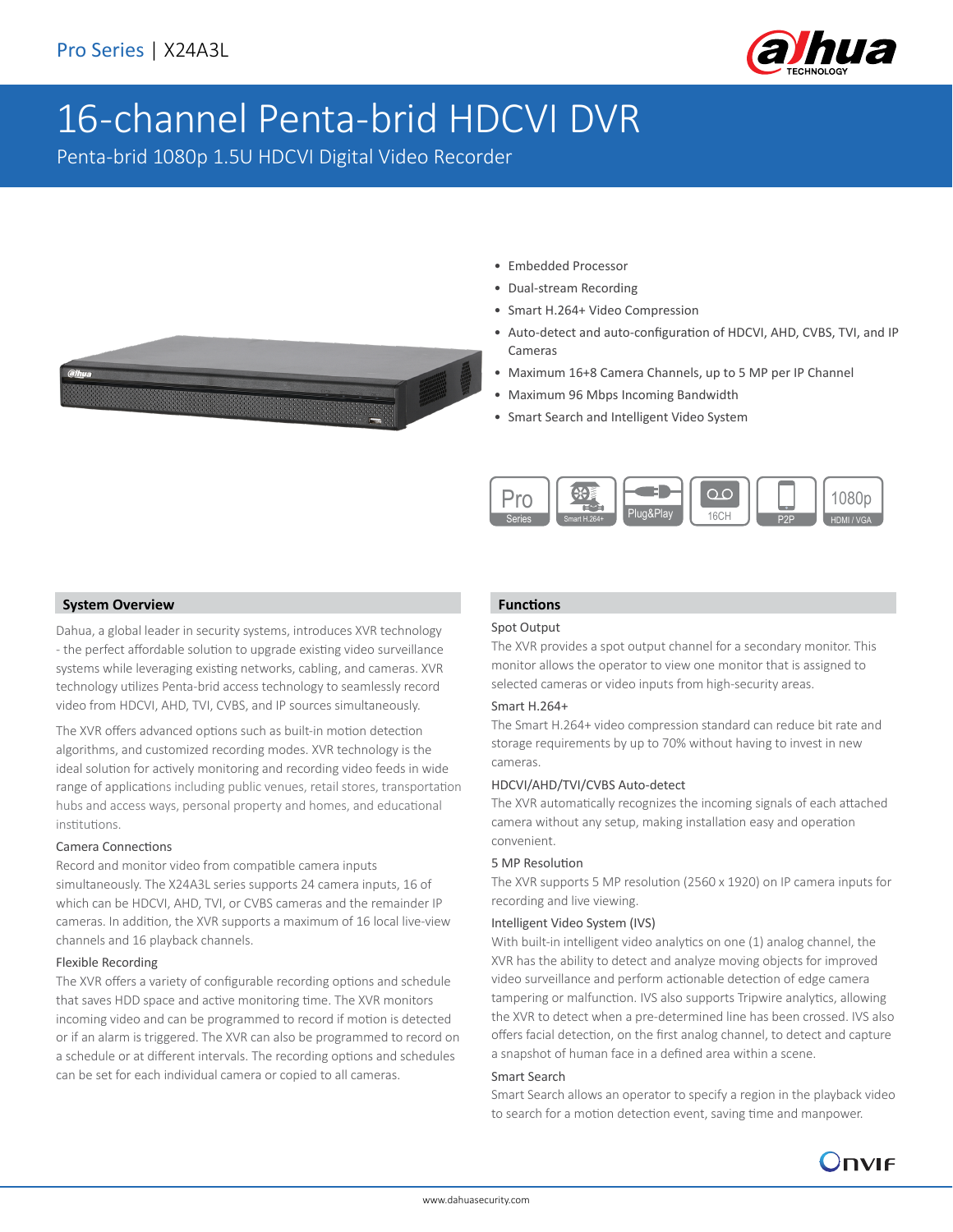Pro Series | X24A3L

# 16-channel Penta-brid HDCVI DVR

Penta-brid 1080p 1.5U HDCVI Digital Video Recorder

- Embedded Processor
- Dual-stream Recording
- Smart H.264+ Video Compression
- Auto-detect and auto-configuration of HDCVI, AHD, CVBS, TVI, and IP Cameras
- Maximum 16+8 Camera Channels, up to 5 MP per IP Channel
- Maximum 96 Mbps Incoming Bandwidth
- Smart Search and Intelligent Video System

## System Overview

Dahua, a global leader in security systems, introduces XVR technology - the perfect affordable solution to upgrade existing video surveillance systems while leveraging existing networks, cabling, and cameras. XVR technology utilizes Penta-brid access technology to seamlessly record video from HDCVI, AHD, TVI, CVBS, and IP sources simultaneously.

The XVR offers advanced options such as built-in motion detection algorithms, and customized recording modes. XVR technology is the ideal solution for actively monitoring and recording video feeds in wide range of applications including public venues, retail stores, transportation hubs and access ways, personal property and homes, and educational institutions.

### Camera Connections

Record and monitor video from compatible camera inputs simultaneously. The X24A3L series supports 24 camera inputs, 16 of which can be HDCVI, AHD, TVI, or CVBS cameras and the remainder IP cameras. In addition, the XVR supports a maximum of 16 local live-view channels and 16 playback channels.

### Flexible Recording

The XVR offers a variety of configurable recording options and schedule that saves HDD space and active monitoring time. The XVR monitors incoming video and can be programmed to record if motion is detected or if an alarm is triggered. The XVR can also be programmed to record on a schedule or at different intervals. The recording options and schedules can be set for each individual camera or copied to all cameras.

## Functions

### Spot Output

The XVR provides a spot output channel for a secondary monitor. This monitor allows the operator to view one monitor that is assigned to selected cameras or video inputs from high-security areas.

### Smart H.264+

The Smart H.264+ video compression standard can reduce bit rate and storage requirements by up to 70% without having to invest in new cameras.

### HDCVI/AHD/TVI/CVBS Auto-detect

The XVR automatically recognizes the incoming signals of each attached camera without any setup, making installation easy and operation convenient.

### 5 MP Resolution

The XVR supports 5 MP resolution (2560 x 1920) on IP camera inputs for recording and live viewing.

### Intelligent Video System (IVS)

With built-in intelligent video analytics on one (1) analog channel, the XVR has the ability to detect and analyze moving objects for improved video surveillance and perform actionable detection of edge camera tampering or malfunction. IVS also supports Tripwire analytics, allowing the XVR to detect when a pre-determined line has been crossed. IVS also offers facial detection, on the first analog channel, to detect and capture a snapshot of human face in a defined area within a scene.

### Smart Search

Smart Search allows an operator to specify a region in the playback video to search for a motion detection event, saving time and manpower.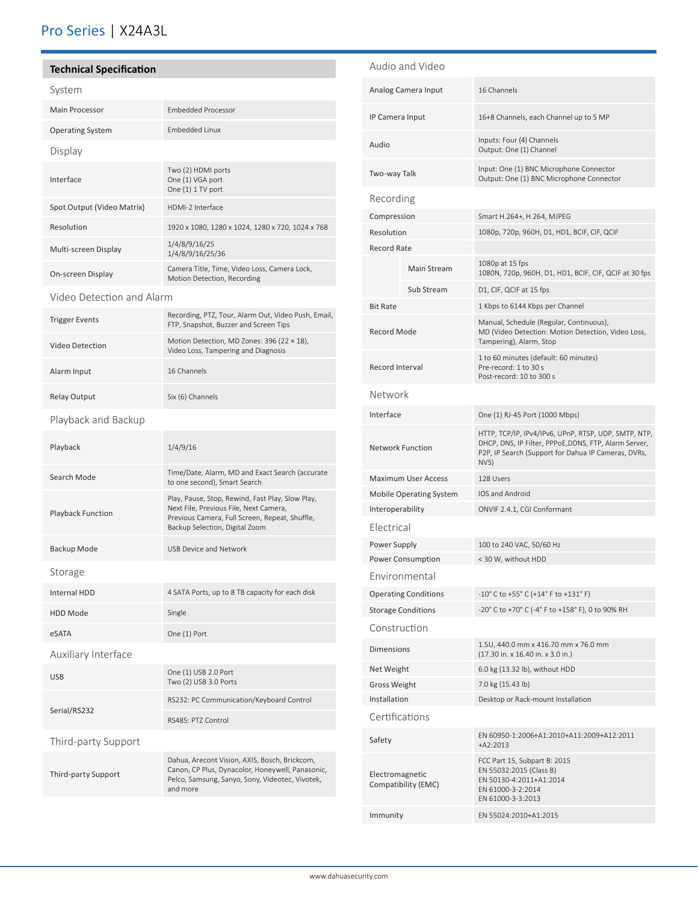# Pro Series | X24A3L

## Technical Specification

### System

| | |
|---|---|
| Main Processor | Embedded Processor |
| Operating System | Embedded Linux |

### Display

| | |
|---|---|
| Interface | Two (2) HDMI ports<br>One (1) VGA port<br>One (1) TV port |
| Spot Output (Video Matrix) | HDMI-2 Interface |
| Resolution | 1920 x 1080, 1280 x 1024, 1280 x 720, 1024 x 768 |
| Multi-screen Display | 1/4/8/9/16/25<br>1/4/8/9/16/25/36 |
| On-screen Display | Camera Title, Time, Video Loss, Camera Lock, Motion Detection, Recording |

### Video Detection and Alarm

| | |
|---|---|
| Trigger Events | Recording, PTZ, Tour, Alarm Out, Video Push, Email, FTP, Snapshot, Buzzer and Screen Tips |
| Video Detection | Motion Detection, MD Zones: 396 (22 × 18), Video Loss, Tampering and Diagnosis |
| Alarm Input | 16 Channels |
| Relay Output | Six (6) Channels |

### Playback and Backup

| | |
|---|---|
| Playback | 1/4/9/16 |
| Search Mode | Time/Date, Alarm, MD and Exact Search (accurate to one second), Smart Search |
| Playback Function | Play, Pause, Stop, Rewind, Fast Play, Slow Play, Next File, Previous File, Next Camera, Previous Camera, Full Screen, Repeat, Shuffle, Backup Selection, Digital Zoom |
| Backup Mode | USB Device and Network |

### Storage

| | |
|---|---|
| Internal HDD | 4 SATA Ports, up to 8 TB capacity for each disk |
| HDD Mode | Single |
| eSATA | One (1) Port |

### Auxiliary Interface

| | |
|---|---|
| USB | One (1) USB 2.0 Port<br>Two (2) USB 3.0 Ports |
| Serial/RS232 | RS232: PC Communication/Keyboard Control |
| | RS485: PTZ Control |

### Third-party Support

| | |
|---|---|
| Third-party Support | Dahua, Arecont Vision, AXIS, Bosch, Brickcom, Canon, CP Plus, Dynacolor, Honeywell, Panasonic, Pelco, Samsung, Sanyo, Sony, Videotec, Vivotek, and more |

### Audio and Video

| | |
|---|---|
| Analog Camera Input | 16 Channels |
| IP Camera Input | 16+8 Channels, each Channel up to 5 MP |
| Audio | Inputs: Four (4) Channels<br>Output: One (1) Channel |
| Two-way Talk | Input: One (1) BNC Microphone Connector<br>Output: One (1) BNC Microphone Connector |

### Recording

| | | |
|---|---|---|
| Compression | | Smart H.264+, H.264, MJPEG |
| Resolution | | 1080p, 720p, 960H, D1, HD1, BCIF, CIF, QCIF |
| Record Rate | | |
| | Main Stream | 1080p at 15 fps<br>1080N, 720p, 960H, D1, HD1, BCIF, CIF, QCIF at 30 fps |
| | Sub Stream | D1, CIF, QCIF at 15 fps |
| Bit Rate | | 1 Kbps to 6144 Kbps per Channel |
| Record Mode | | Manual, Schedule (Regular, Continuous), MD (Video Detection: Motion Detection, Video Loss, Tampering), Alarm, Stop |
| Record Interval | | 1 to 60 minutes (default: 60 minutes)<br>Pre-record: 1 to 30 s<br>Post-record: 10 to 300 s |

### Network

| | |
|---|---|
| Interface | One (1) RJ-45 Port (1000 Mbps) |
| Network Function | HTTP, TCP/IP, IPv4/IPv6, UPnP, RTSP, UDP, SMTP, NTP, DHCP, DNS, IP Filter, PPPoE,DDNS, FTP, Alarm Server, P2P, IP Search (Support for Dahua IP Cameras, DVRs, NVS) |
| Maximum User Access | 128 Users |
| Mobile Operating System | IOS and Android |
| Interoperability | ONVIF 2.4.1, CGI Conformant |

### Electrical

| | |
|---|---|
| Power Supply | 100 to 240 VAC, 50/60 Hz |
| Power Consumption | < 30 W, without HDD |

### Environmental

| | |
|---|---|
| Operating Conditions | -10° C to +55° C (+14° F to +131° F) |
| Storage Conditions | -20° C to +70° C (-4° F to +158° F), 0 to 90% RH |

### Construction

| | |
|---|---|
| Dimensions | 1.5U, 440.0 mm x 416.70 mm x 76.0 mm<br>(17.30 in. x 16.40 in. x 3.0 in.) |
| Net Weight | 6.0 kg (13.32 lb), without HDD |
| Gross Weight | 7.0 kg (15.43 lb) |
| Installation | Desktop or Rack-mount Installation |

### Certifications

| | |
|---|---|
| Safety | EN 60950-1:2006+A1:2010+A11:2009+A12:2011 +A2:2013 |
| Electromagnetic Compatibility (EMC) | FCC Part 15, Subpart B: 2015<br>EN 55032:2015 (Class B)<br>EN 50130-4:2011+A1:2014<br>EN 61000-3-2:2014<br>EN 61000-3-3:2013 |
| Immunity | EN 55024:2010+A1:2015 |

www.dahuasecurity.com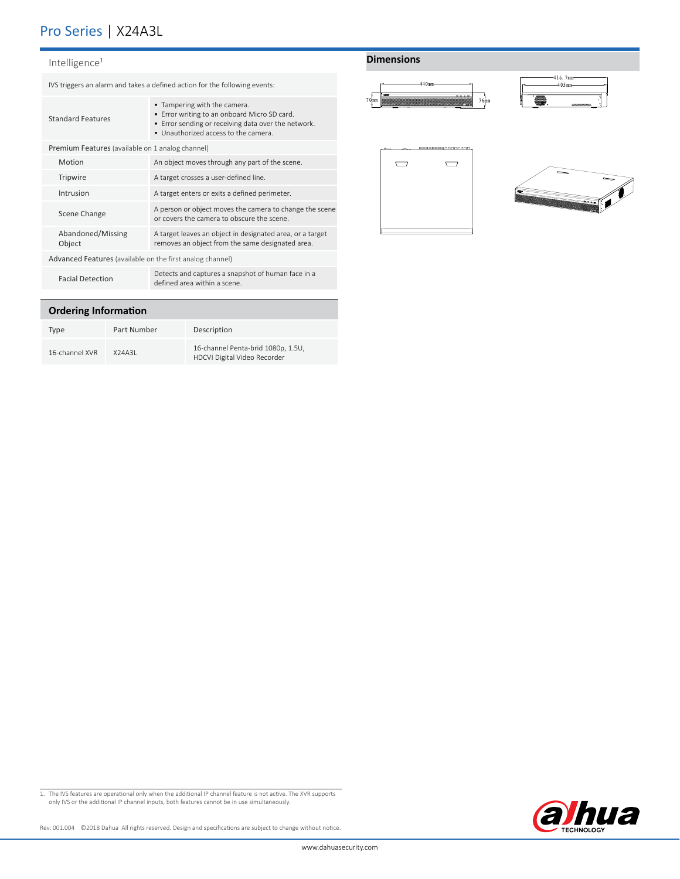## Intelligence[1]

| IVS triggers an alarm and takes a defined action for the following events: | |
|---|---|
| Standard Features | • Tampering with the camera.<br>• Error writing to an onboard Micro SD card.<br>• Error sending or receiving data over the network.<br>• Unauthorized access to the camera. |
| **Premium Features** (available on 1 analog channel) | |
| Motion | An object moves through any part of the scene. |
| Tripwire | A target crosses a user-defined line. |
| Intrusion | A target enters or exits a defined perimeter. |
| Scene Change | A person or object moves the camera to change the scene or covers the camera to obscure the scene. |
| Abandoned/Missing Object | A target leaves an object in designated area, or a target removes an object from the same designated area. |
| **Advanced Features** (available on the first analog channel) | |
| Facial Detection | Detects and captures a snapshot of human face in a defined area within a scene. |

## Ordering Information

| Type | Part Number | Description |
|---|---|---|
| 16-channel XVR | X24A3L | 16-channel Penta-brid 1080p, 1.5U, HDCVI Digital Video Recorder |

## Dimensions

440mm

70mm

76mm

416.7mm

405mm

1. The IVS features are operational only when the additional IP channel feature is not active. The XVR supports only IVS or the additional IP channel inputs, both features cannot be in use simultaneously.

Rev: 001.004 ©2018 Dahua All rights reserved. Design and specifications are subject to change without notice.

www.dahuasecurity.com